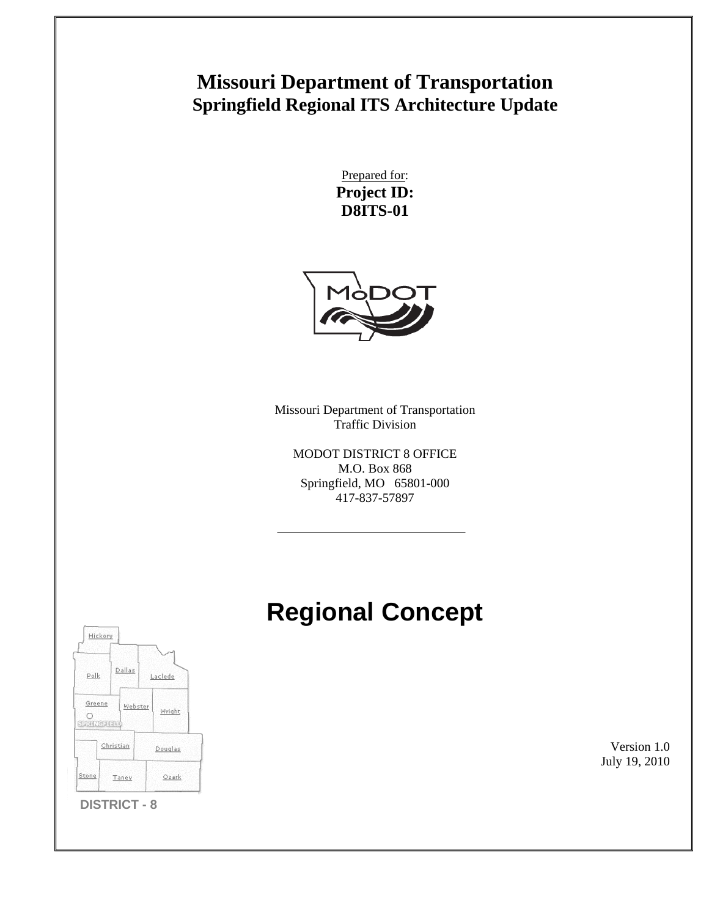# Missouri Department of Transportation

## Springfield Regional ITS Architecture Update

Prepared for:

**Project ID:**
**D8ITS-01**

Missouri Department of Transportation
Traffic Division

MODOT DISTRICT 8 OFFICE
M.O. Box 868
Springfield, MO 65801-000
417-837-57897

---

# Regional Concept

Hickory
Polk
Dallas
Laclede
Greene
Webster
Wright
SPRINGFIELD
Christian
Douglas
Stone
Taney
Ozark

**DISTRICT - 8**

Version 1.0
July 19, 2010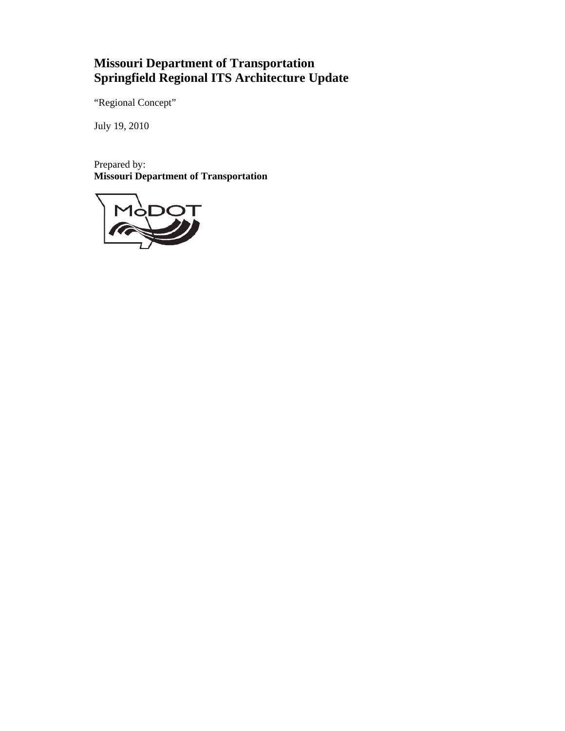# Missouri Department of Transportation
# Springfield Regional ITS Architecture Update

"Regional Concept"

July 19, 2010

Prepared by:
**Missouri Department of Transportation**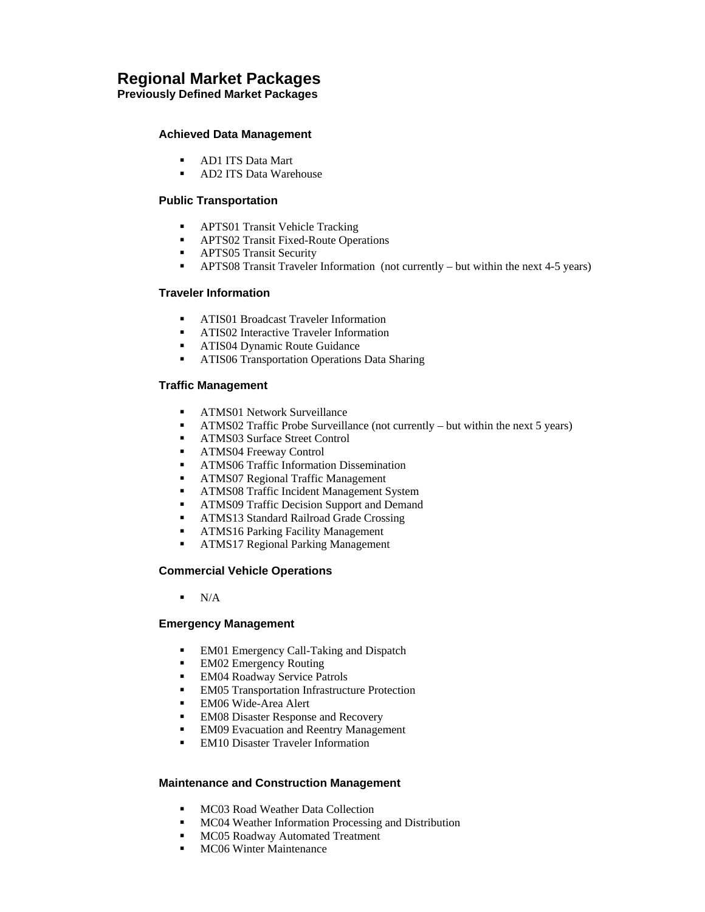# Regional Market Packages

## Previously Defined Market Packages

### Achieved Data Management

- AD1 ITS Data Mart
- AD2 ITS Data Warehouse

### Public Transportation

- APTS01 Transit Vehicle Tracking
- APTS02 Transit Fixed-Route Operations
- APTS05 Transit Security
- APTS08 Transit Traveler Information (not currently – but within the next 4-5 years)

### Traveler Information

- ATIS01 Broadcast Traveler Information
- ATIS02 Interactive Traveler Information
- ATIS04 Dynamic Route Guidance
- ATIS06 Transportation Operations Data Sharing

### Traffic Management

- ATMS01 Network Surveillance
- ATMS02 Traffic Probe Surveillance (not currently – but within the next 5 years)
- ATMS03 Surface Street Control
- ATMS04 Freeway Control
- ATMS06 Traffic Information Dissemination
- ATMS07 Regional Traffic Management
- ATMS08 Traffic Incident Management System
- ATMS09 Traffic Decision Support and Demand
- ATMS13 Standard Railroad Grade Crossing
- ATMS16 Parking Facility Management
- ATMS17 Regional Parking Management

### Commercial Vehicle Operations

- N/A

### Emergency Management

- EM01 Emergency Call-Taking and Dispatch
- EM02 Emergency Routing
- EM04 Roadway Service Patrols
- EM05 Transportation Infrastructure Protection
- EM06 Wide-Area Alert
- EM08 Disaster Response and Recovery
- EM09 Evacuation and Reentry Management
- EM10 Disaster Traveler Information

### Maintenance and Construction Management

- MC03 Road Weather Data Collection
- MC04 Weather Information Processing and Distribution
- MC05 Roadway Automated Treatment
- MC06 Winter Maintenance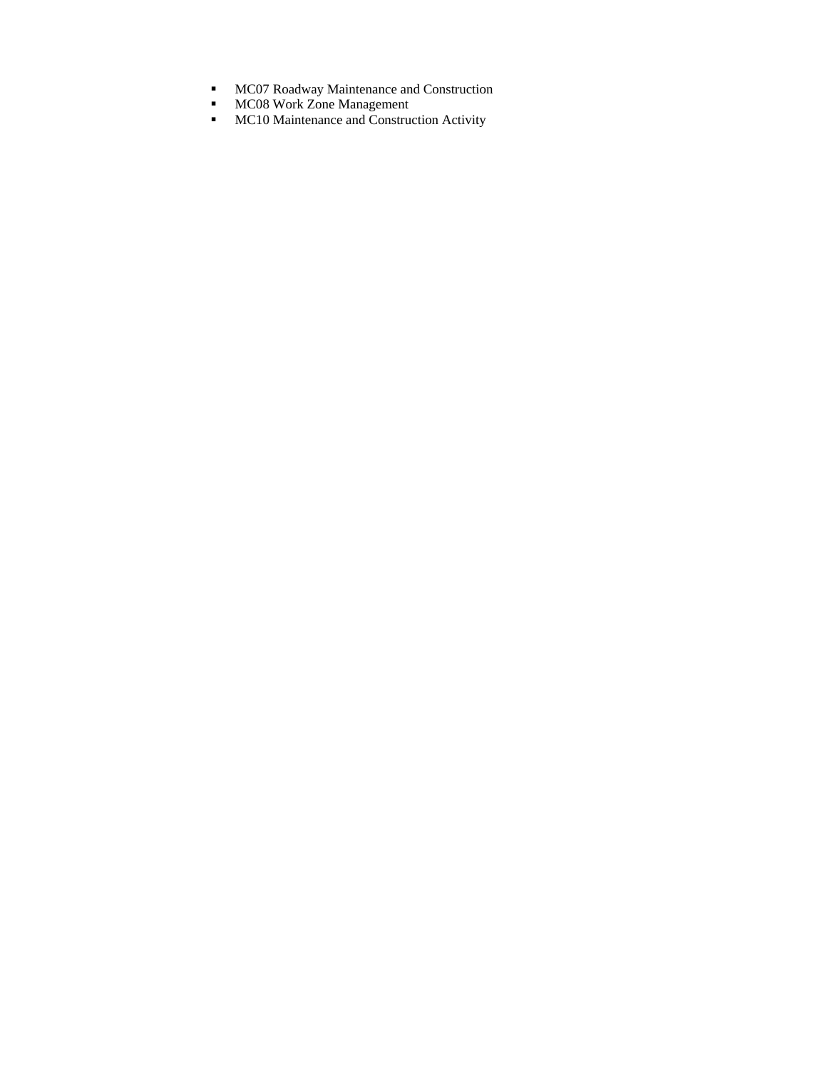- MC07 Roadway Maintenance and Construction
- MC08 Work Zone Management
- MC10 Maintenance and Construction Activity